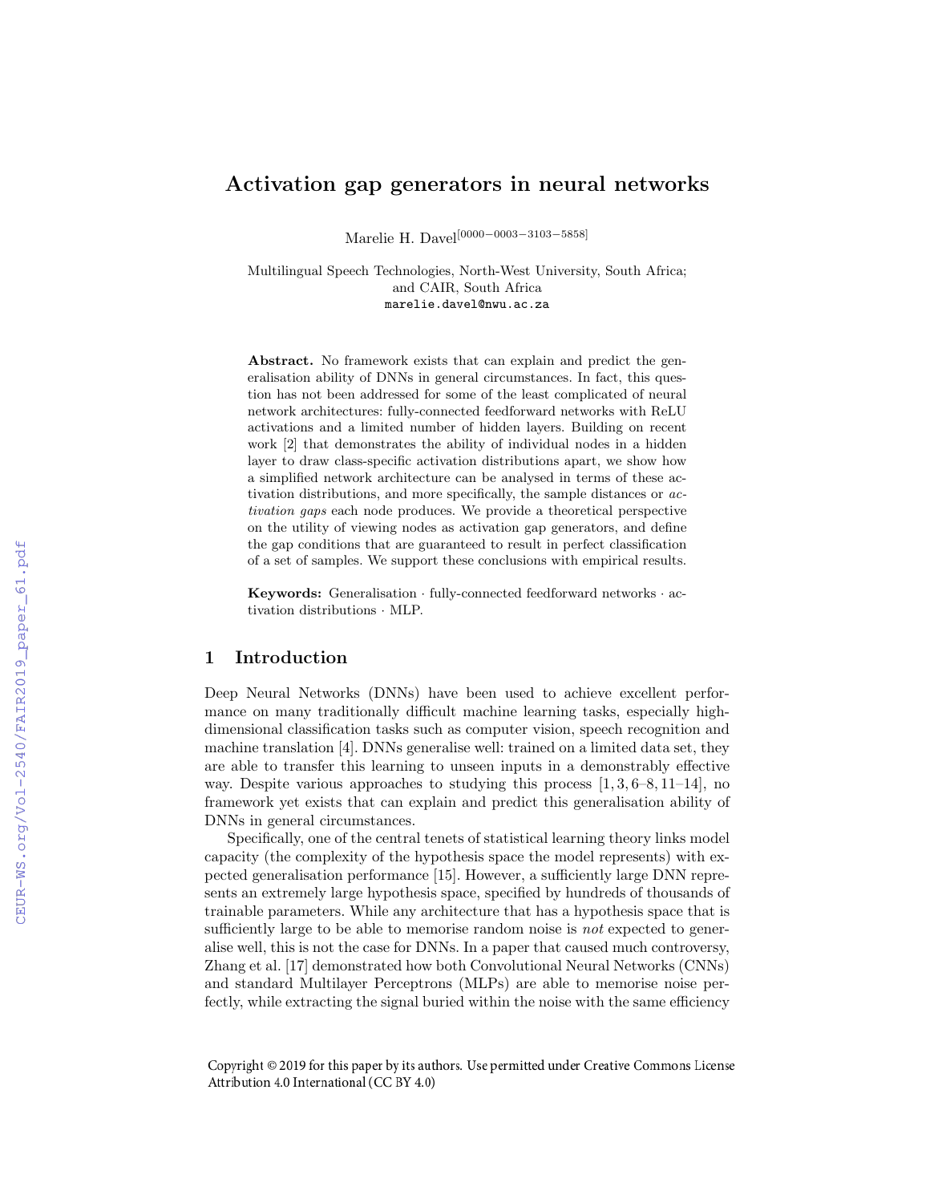# Activation gap generators in neural networks

Marelie H. Davel[0000−0003−3103−5858]

Multilingual Speech Technologies, North-West University, South Africa;
and CAIR, South Africa
marelie.davel@nwu.ac.za

**Abstract.** No framework exists that can explain and predict the generalisation ability of DNNs in general circumstances. In fact, this question has not been addressed for some of the least complicated of neural network architectures: fully-connected feedforward networks with ReLU activations and a limited number of hidden layers. Building on recent work [2] that demonstrates the ability of individual nodes in a hidden layer to draw class-specific activation distributions apart, we show how a simplified network architecture can be analysed in terms of these activation distributions, and more specifically, the sample distances or *activation gaps* each node produces. We provide a theoretical perspective on the utility of viewing nodes as activation gap generators, and define the gap conditions that are guaranteed to result in perfect classification of a set of samples. We support these conclusions with empirical results.

**Keywords:** Generalisation · fully-connected feedforward networks · activation distributions · MLP.

## 1 Introduction

Deep Neural Networks (DNNs) have been used to achieve excellent performance on many traditionally difficult machine learning tasks, especially high-dimensional classification tasks such as computer vision, speech recognition and machine translation [4]. DNNs generalise well: trained on a limited data set, they are able to transfer this learning to unseen inputs in a demonstrably effective way. Despite various approaches to studying this process [1, 3, 6–8, 11–14], no framework yet exists that can explain and predict this generalisation ability of DNNs in general circumstances.

Specifically, one of the central tenets of statistical learning theory links model capacity (the complexity of the hypothesis space the model represents) with expected generalisation performance [15]. However, a sufficiently large DNN represents an extremely large hypothesis space, specified by hundreds of thousands of trainable parameters. While any architecture that has a hypothesis space that is sufficiently large to be able to memorise random noise is *not* expected to generalise well, this is not the case for DNNs. In a paper that caused much controversy, Zhang et al. [17] demonstrated how both Convolutional Neural Networks (CNNs) and standard Multilayer Perceptrons (MLPs) are able to memorise noise perfectly, while extracting the signal buried within the noise with the same efficiency

Copyright © 2019 for this paper by its authors. Use permitted under Creative Commons License Attribution 4.0 International (CC BY 4.0)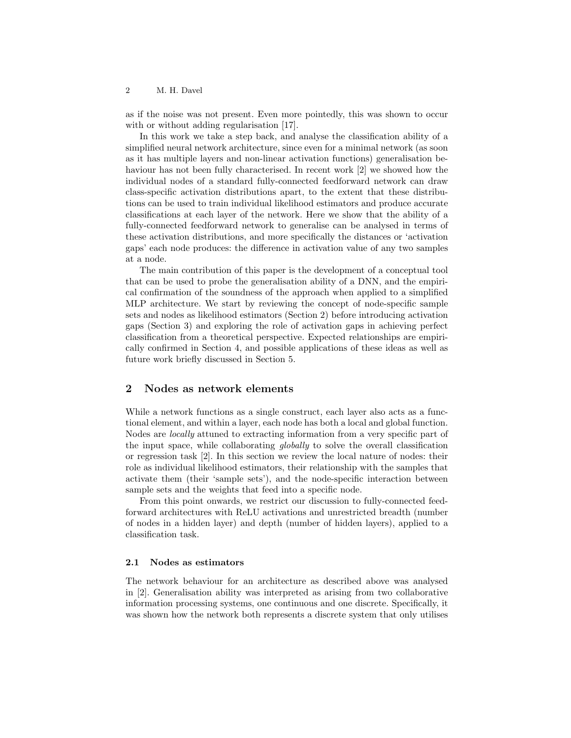as if the noise was not present. Even more pointedly, this was shown to occur with or without adding regularisation [17].

In this work we take a step back, and analyse the classification ability of a simplified neural network architecture, since even for a minimal network (as soon as it has multiple layers and non-linear activation functions) generalisation behaviour has not been fully characterised. In recent work [2] we showed how the individual nodes of a standard fully-connected feedforward network can draw class-specific activation distributions apart, to the extent that these distributions can be used to train individual likelihood estimators and produce accurate classifications at each layer of the network. Here we show that the ability of a fully-connected feedforward network to generalise can be analysed in terms of these activation distributions, and more specifically the distances or 'activation gaps' each node produces: the difference in activation value of any two samples at a node.

The main contribution of this paper is the development of a conceptual tool that can be used to probe the generalisation ability of a DNN, and the empirical confirmation of the soundness of the approach when applied to a simplified MLP architecture. We start by reviewing the concept of node-specific sample sets and nodes as likelihood estimators (Section 2) before introducing activation gaps (Section 3) and exploring the role of activation gaps in achieving perfect classification from a theoretical perspective. Expected relationships are empirically confirmed in Section 4, and possible applications of these ideas as well as future work briefly discussed in Section 5.

## 2 Nodes as network elements

While a network functions as a single construct, each layer also acts as a functional element, and within a layer, each node has both a local and global function. Nodes are *locally* attuned to extracting information from a very specific part of the input space, while collaborating *globally* to solve the overall classification or regression task [2]. In this section we review the local nature of nodes: their role as individual likelihood estimators, their relationship with the samples that activate them (their 'sample sets'), and the node-specific interaction between sample sets and the weights that feed into a specific node.

From this point onwards, we restrict our discussion to fully-connected feedforward architectures with ReLU activations and unrestricted breadth (number of nodes in a hidden layer) and depth (number of hidden layers), applied to a classification task.

### 2.1 Nodes as estimators

The network behaviour for an architecture as described above was analysed in [2]. Generalisation ability was interpreted as arising from two collaborative information processing systems, one continuous and one discrete. Specifically, it was shown how the network both represents a discrete system that only utilises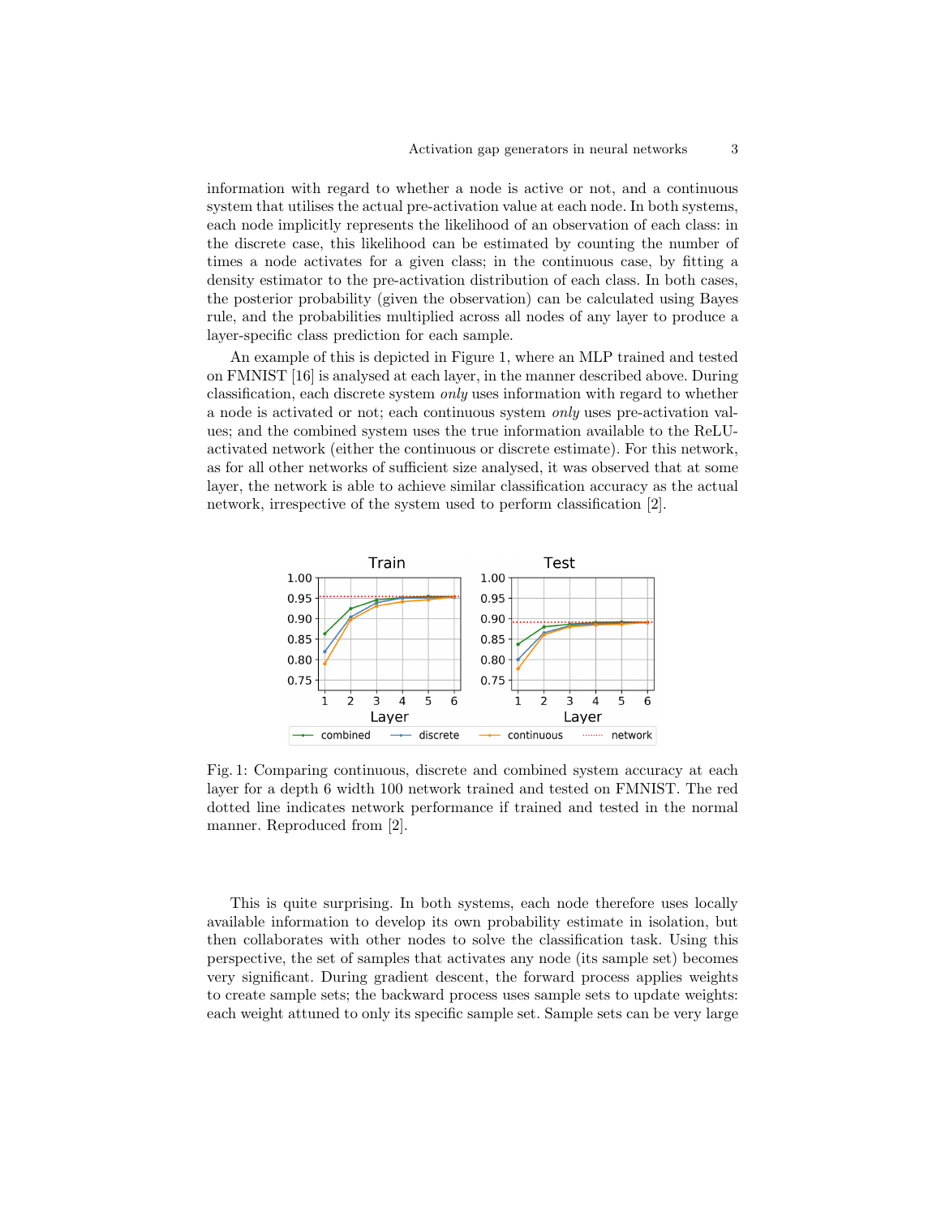information with regard to whether a node is active or not, and a continuous system that utilises the actual pre-activation value at each node. In both systems, each node implicitly represents the likelihood of an observation of each class: in the discrete case, this likelihood can be estimated by counting the number of times a node activates for a given class; in the continuous case, by fitting a density estimator to the pre-activation distribution of each class. In both cases, the posterior probability (given the observation) can be calculated using Bayes rule, and the probabilities multiplied across all nodes of any layer to produce a layer-specific class prediction for each sample.

An example of this is depicted in Figure 1, where an MLP trained and tested on FMNIST [16] is analysed at each layer, in the manner described above. During classification, each discrete system *only* uses information with regard to whether a node is activated or not; each continuous system *only* uses pre-activation values; and the combined system uses the true information available to the ReLU-activated network (either the continuous or discrete estimate). For this network, as for all other networks of sufficient size analysed, it was observed that at some layer, the network is able to achieve similar classification accuracy as the actual network, irrespective of the system used to perform classification [2].

Fig. 1: Comparing continuous, discrete and combined system accuracy at each layer for a depth 6 width 100 network trained and tested on FMNIST. The red dotted line indicates network performance if trained and tested in the normal manner. Reproduced from [2].

This is quite surprising. In both systems, each node therefore uses locally available information to develop its own probability estimate in isolation, but then collaborates with other nodes to solve the classification task. Using this perspective, the set of samples that activates any node (its sample set) becomes very significant. During gradient descent, the forward process applies weights to create sample sets; the backward process uses sample sets to update weights: each weight attuned to only its specific sample set. Sample sets can be very large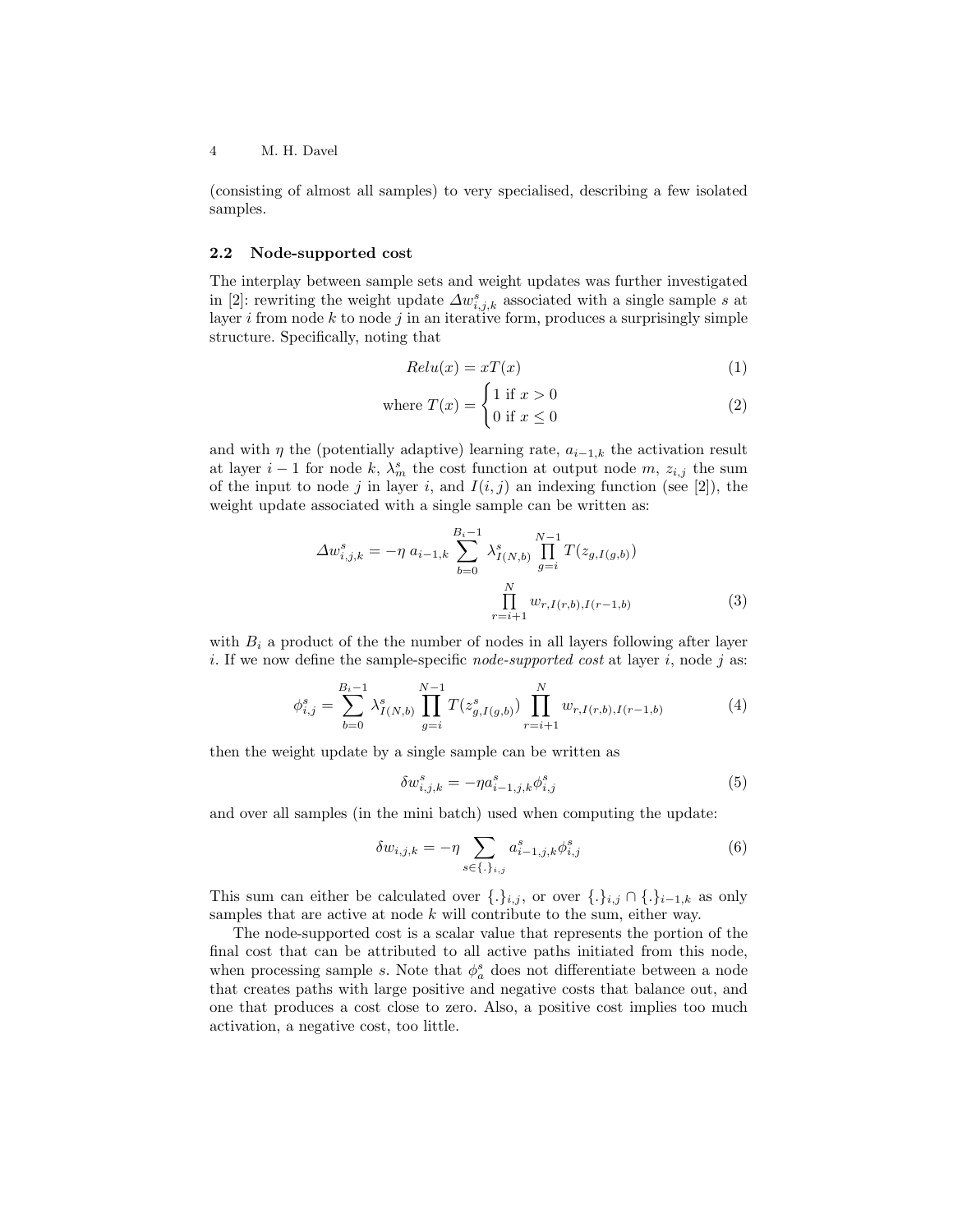(consisting of almost all samples) to very specialised, describing a few isolated samples.

### 2.2 Node-supported cost

The interplay between sample sets and weight updates was further investigated in [2]: rewriting the weight update $\Delta w^s_{i,j,k}$ associated with a single sample $s$ at layer $i$ from node $k$ to node $j$ in an iterative form, produces a surprisingly simple structure. Specifically, noting that

$$Relu(x) = xT(x) \tag{1}$$

$$\text{where } T(x) = \begin{cases} 1 \text{ if } x > 0 \\ 0 \text{ if } x \leq 0 \end{cases} \tag{2}$$

and with $\eta$ the (potentially adaptive) learning rate, $a_{i-1,k}$ the activation result at layer $i-1$ for node $k$, $\lambda^s_m$ the cost function at output node $m$, $z_{i,j}$ the sum of the input to node $j$ in layer $i$, and $I(i,j)$ an indexing function (see [2]), the weight update associated with a single sample can be written as:

$$\Delta w^s_{i,j,k} = -\eta \; a_{i-1,k} \sum_{b=0}^{B_i-1} \lambda^s_{I(N,b)} \prod_{g=i}^{N-1} T(z_{g,I(g,b)}) \prod_{r=i+1}^{N} w_{r,I(r,b),I(r-1,b)} \tag{3}$$

with $B_i$ a product of the the number of nodes in all layers following after layer $i$. If we now define the sample-specific *node-supported cost* at layer $i$, node $j$ as:

$$\phi^s_{i,j} = \sum_{b=0}^{B_i-1} \lambda^s_{I(N,b)} \prod_{g=i}^{N-1} T(z^s_{g,I(g,b)}) \prod_{r=i+1}^{N} w_{r,I(r,b),I(r-1,b)} \tag{4}$$

then the weight update by a single sample can be written as

$$\delta w^s_{i,j,k} = -\eta a^s_{i-1,j,k} \phi^s_{i,j} \tag{5}$$

and over all samples (in the mini batch) used when computing the update:

$$\delta w_{i,j,k} = -\eta \sum_{s \in \{.\}_{i,j}} a^s_{i-1,j,k} \phi^s_{i,j} \tag{6}$$

This sum can either be calculated over $\{.\}_{i,j}$, or over $\{.\}_{i,j} \cap \{.\}_{i-1,k}$ as only samples that are active at node $k$ will contribute to the sum, either way.

The node-supported cost is a scalar value that represents the portion of the final cost that can be attributed to all active paths initiated from this node, when processing sample $s$. Note that $\phi^s_a$ does not differentiate between a node that creates paths with large positive and negative costs that balance out, and one that produces a cost close to zero. Also, a positive cost implies too much activation, a negative cost, too little.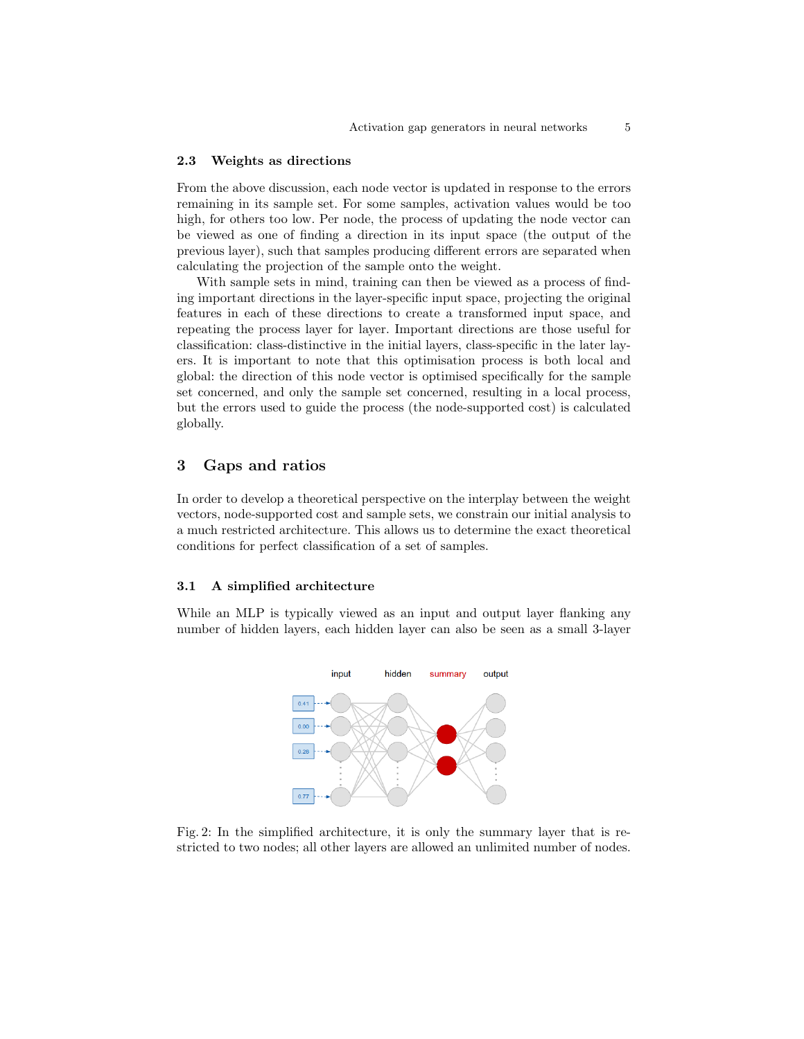### 2.3 Weights as directions

From the above discussion, each node vector is updated in response to the errors remaining in its sample set. For some samples, activation values would be too high, for others too low. Per node, the process of updating the node vector can be viewed as one of finding a direction in its input space (the output of the previous layer), such that samples producing different errors are separated when calculating the projection of the sample onto the weight.

With sample sets in mind, training can then be viewed as a process of finding important directions in the layer-specific input space, projecting the original features in each of these directions to create a transformed input space, and repeating the process layer for layer. Important directions are those useful for classification: class-distinctive in the initial layers, class-specific in the later layers. It is important to note that this optimisation process is both local and global: the direction of this node vector is optimised specifically for the sample set concerned, and only the sample set concerned, resulting in a local process, but the errors used to guide the process (the node-supported cost) is calculated globally.

## 3 Gaps and ratios

In order to develop a theoretical perspective on the interplay between the weight vectors, node-supported cost and sample sets, we constrain our initial analysis to a much restricted architecture. This allows us to determine the exact theoretical conditions for perfect classification of a set of samples.

### 3.1 A simplified architecture

While an MLP is typically viewed as an input and output layer flanking any number of hidden layers, each hidden layer can also be seen as a small 3-layer

Fig. 2: In the simplified architecture, it is only the summary layer that is restricted to two nodes; all other layers are allowed an unlimited number of nodes.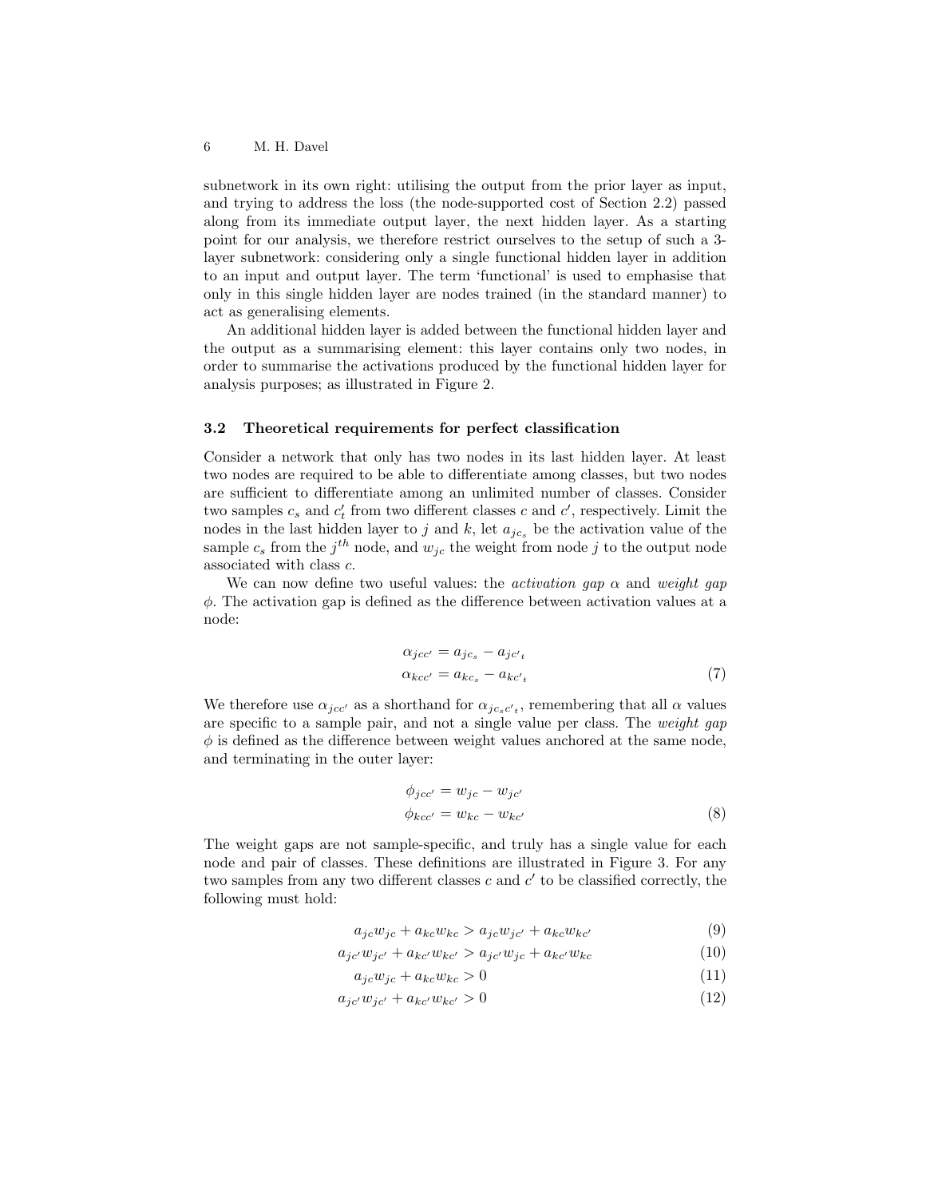subnetwork in its own right: utilising the output from the prior layer as input, and trying to address the loss (the node-supported cost of Section 2.2) passed along from its immediate output layer, the next hidden layer. As a starting point for our analysis, we therefore restrict ourselves to the setup of such a 3-layer subnetwork: considering only a single functional hidden layer in addition to an input and output layer. The term 'functional' is used to emphasise that only in this single hidden layer are nodes trained (in the standard manner) to act as generalising elements.

An additional hidden layer is added between the functional hidden layer and the output as a summarising element: this layer contains only two nodes, in order to summarise the activations produced by the functional hidden layer for analysis purposes; as illustrated in Figure 2.

### 3.2 Theoretical requirements for perfect classification

Consider a network that only has two nodes in its last hidden layer. At least two nodes are required to be able to differentiate among classes, but two nodes are sufficient to differentiate among an unlimited number of classes. Consider two samples $c_s$ and $c'_t$ from two different classes $c$ and $c'$, respectively. Limit the nodes in the last hidden layer to $j$ and $k$, let $a_{jc_s}$ be the activation value of the sample $c_s$ from the $j^{th}$ node, and $w_{jc}$ the weight from node $j$ to the output node associated with class $c$.

We can now define two useful values: the *activation gap* $\alpha$ and *weight gap* $\phi$. The activation gap is defined as the difference between activation values at a node:

$$\begin{aligned} \alpha_{jcc'} &= a_{jc_s} - a_{jc'_t} \\ \alpha_{kcc'} &= a_{kc_s} - a_{kc'_t} \end{aligned} \tag{7}$$

We therefore use $\alpha_{jcc'}$ as a shorthand for $\alpha_{jc_sc'_t}$, remembering that all $\alpha$ values are specific to a sample pair, and not a single value per class. The *weight gap* $\phi$ is defined as the difference between weight values anchored at the same node, and terminating in the outer layer:

$$\begin{aligned} \phi_{jcc'} &= w_{jc} - w_{jc'} \\ \phi_{kcc'} &= w_{kc} - w_{kc'} \end{aligned} \tag{8}$$

The weight gaps are not sample-specific, and truly has a single value for each node and pair of classes. These definitions are illustrated in Figure 3. For any two samples from any two different classes $c$ and $c'$ to be classified correctly, the following must hold:

$$a_{jc}w_{jc} + a_{kc}w_{kc} > a_{jc}w_{jc'} + a_{kc}w_{kc'} \tag{9}$$

$$a_{jc'}w_{jc'} + a_{kc'}w_{kc'} > a_{jc'}w_{jc} + a_{kc'}w_{kc} \tag{10}$$

$$a_{jc}w_{jc} + a_{kc}w_{kc} > 0 \tag{11}$$

$$a_{jc'}w_{jc'} + a_{kc'}w_{kc'} > 0 \tag{12}$$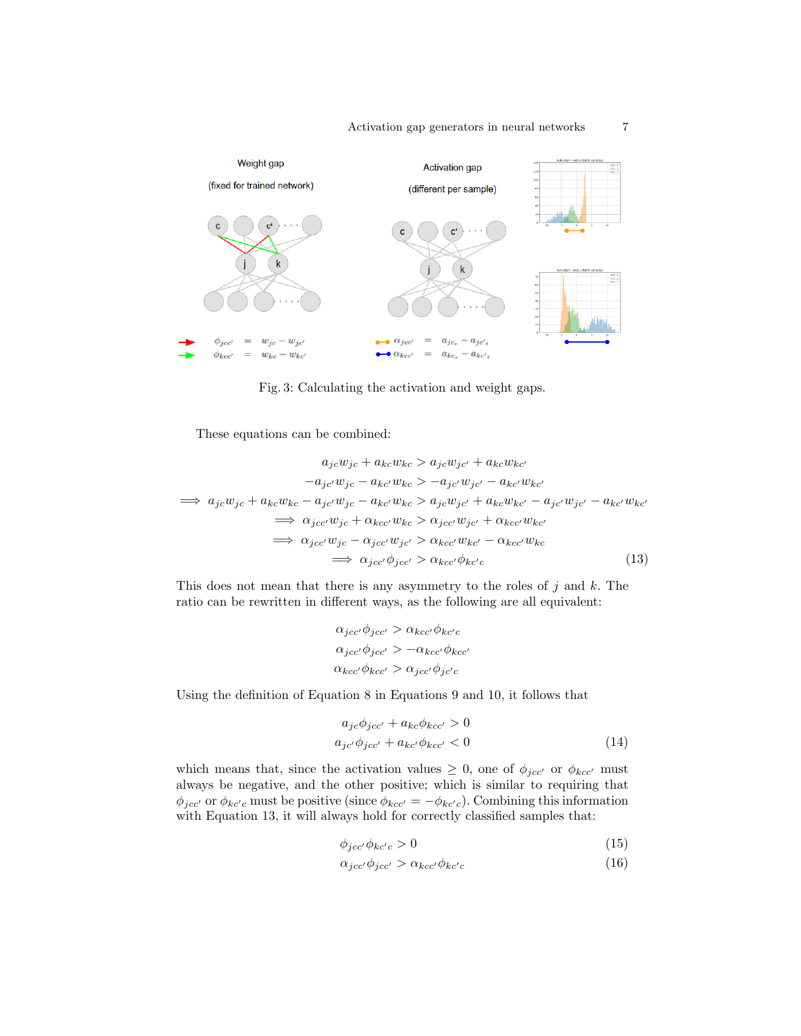Fig. 3: Calculating the activation and weight gaps.

These equations can be combined:

$$
\begin{aligned}
a_{jc}w_{jc} + a_{kc}w_{kc} &> a_{jc}w_{jc'} + a_{kc}w_{kc'} \\
-a_{jc'}w_{jc} - a_{kc'}w_{kc} &> -a_{jc'}w_{jc'} - a_{kc'}w_{kc'} \\
\implies a_{jc}w_{jc} + a_{kc}w_{kc} - a_{jc'}w_{jc} - a_{kc'}w_{kc} &> a_{jc}w_{jc'} + a_{kc}w_{kc'} - a_{jc'}w_{jc'} - a_{kc'}w_{kc'} \\
\implies \alpha_{jcc'}w_{jc} + \alpha_{kcc'}w_{kc} &> \alpha_{jcc'}w_{jc'} + \alpha_{kcc'}w_{kc'} \\
\implies \alpha_{jcc'}w_{jc} - \alpha_{jcc'}w_{jc'} &> \alpha_{kcc'}w_{kc'} - \alpha_{kcc'}w_{kc} \\
\implies \alpha_{jcc'}\phi_{jcc'} &> \alpha_{kcc'}\phi_{kc'c} \qquad (13)
\end{aligned}
$$

This does not mean that there is any asymmetry to the roles of $j$ and $k$. The ratio can be rewritten in different ways, as the following are all equivalent:

$$
\begin{aligned}
\alpha_{jcc'}\phi_{jcc'} &> \alpha_{kcc'}\phi_{kc'c} \\
\alpha_{jcc'}\phi_{jcc'} &> -\alpha_{kcc'}\phi_{kcc'} \\
\alpha_{kcc'}\phi_{kcc'} &> \alpha_{jcc'}\phi_{jc'c}
\end{aligned}
$$

Using the definition of Equation 8 in Equations 9 and 10, it follows that

$$
\begin{aligned}
a_{jc}\phi_{jcc'} + a_{kc}\phi_{kcc'} &> 0 \\
a_{jc'}\phi_{jcc'} + a_{kc'}\phi_{kcc'} &< 0 \qquad (14)
\end{aligned}
$$

which means that, since the activation values $\geq 0$, one of $\phi_{jcc'}$ or $\phi_{kcc'}$ must always be negative, and the other positive; which is similar to requiring that $\phi_{jcc'}$ or $\phi_{kc'c}$ must be positive (since $\phi_{kcc'} = -\phi_{kc'c}$). Combining this information with Equation 13, it will always hold for correctly classified samples that:

$$
\phi_{jcc'}\phi_{kc'c} > 0 \qquad (15)
$$

$$
\alpha_{jcc'}\phi_{jcc'} > \alpha_{kcc'}\phi_{kc'c} \qquad (16)
$$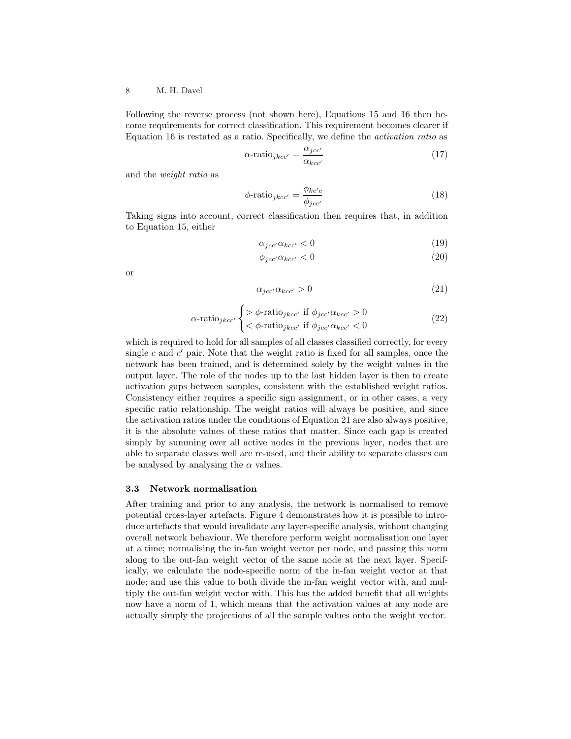Following the reverse process (not shown here), Equations 15 and 16 then become requirements for correct classification. This requirement becomes clearer if Equation 16 is restated as a ratio. Specifically, we define the *activation ratio* as

$$\alpha\text{-ratio}_{jkcc'} = \frac{\alpha_{jcc'}}{\alpha_{kcc'}} \tag{17}$$

and the *weight ratio* as

$$\phi\text{-ratio}_{jkcc'} = \frac{\phi_{kc'c}}{\phi_{jcc'}} \tag{18}$$

Taking signs into account, correct classification then requires that, in addition to Equation 15, either

$$\alpha_{jcc'}\alpha_{kcc'} < 0 \tag{19}$$

$$\phi_{jcc'}\alpha_{kcc'} < 0 \tag{20}$$

or

$$\alpha_{jcc'}\alpha_{kcc'} > 0 \tag{21}$$

$$\alpha\text{-ratio}_{jkcc'} \begin{cases} > \phi\text{-ratio}_{jkcc'} \text{ if } \phi_{jcc'}\alpha_{kcc'} > 0 \\ < \phi\text{-ratio}_{jkcc'} \text{ if } \phi_{jcc'}\alpha_{kcc'} < 0 \end{cases} \tag{22}$$

which is required to hold for all samples of all classes classified correctly, for every single $c$ and $c'$ pair. Note that the weight ratio is fixed for all samples, once the network has been trained, and is determined solely by the weight values in the output layer. The role of the nodes up to the last hidden layer is then to create activation gaps between samples, consistent with the established weight ratios. Consistency either requires a specific sign assignment, or in other cases, a very specific ratio relationship. The weight ratios will always be positive, and since the activation ratios under the conditions of Equation 21 are also always positive, it is the absolute values of these ratios that matter. Since each gap is created simply by summing over all active nodes in the previous layer, nodes that are able to separate classes well are re-used, and their ability to separate classes can be analysed by analysing the $\alpha$ values.

### 3.3 Network normalisation

After training and prior to any analysis, the network is normalised to remove potential cross-layer artefacts. Figure 4 demonstrates how it is possible to introduce artefacts that would invalidate any layer-specific analysis, without changing overall network behaviour. We therefore perform weight normalisation one layer at a time; normalising the in-fan weight vector per node, and passing this norm along to the out-fan weight vector of the same node at the next layer. Specifically, we calculate the node-specific norm of the in-fan weight vector at that node; and use this value to both divide the in-fan weight vector with, and multiply the out-fan weight vector with. This has the added benefit that all weights now have a norm of 1, which means that the activation values at any node are actually simply the projections of all the sample values onto the weight vector.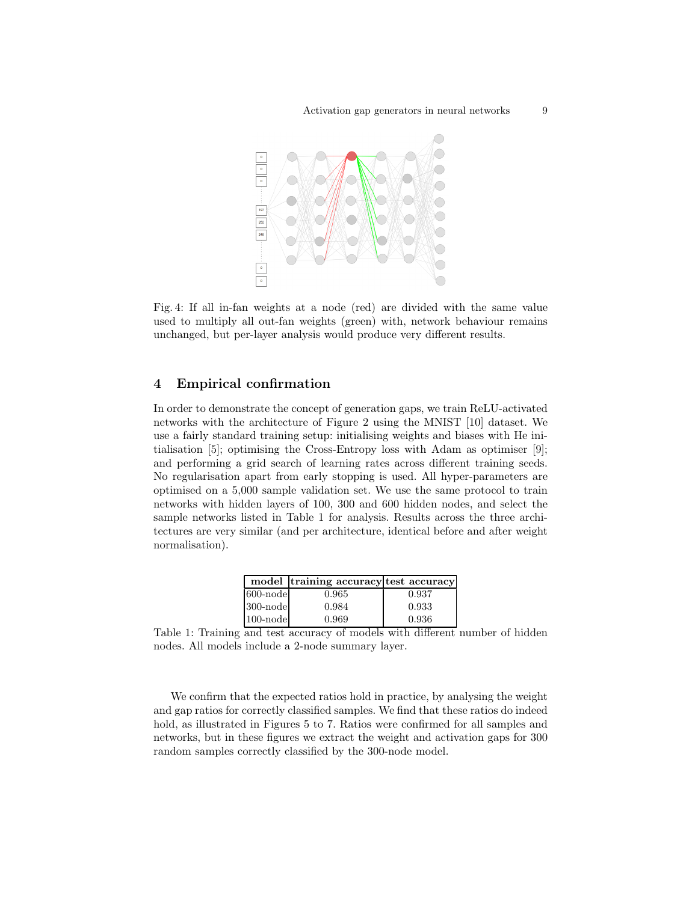Fig. 4: If all in-fan weights at a node (red) are divided with the same value used to multiply all out-fan weights (green) with, network behaviour remains unchanged, but per-layer analysis would produce very different results.

## 4 Empirical confirmation

In order to demonstrate the concept of generation gaps, we train ReLU-activated networks with the architecture of Figure 2 using the MNIST [10] dataset. We use a fairly standard training setup: initialising weights and biases with He initialisation [5]; optimising the Cross-Entropy loss with Adam as optimiser [9]; and performing a grid search of learning rates across different training seeds. No regularisation apart from early stopping is used. All hyper-parameters are optimised on a 5,000 sample validation set. We use the same protocol to train networks with hidden layers of 100, 300 and 600 hidden nodes, and select the sample networks listed in Table 1 for analysis. Results across the three architectures are very similar (and per architecture, identical before and after weight normalisation).

| model | training accuracy | test accuracy |
|---|---|---|
| 600-node | 0.965 | 0.937 |
| 300-node | 0.984 | 0.933 |
| 100-node | 0.969 | 0.936 |

Table 1: Training and test accuracy of models with different number of hidden nodes. All models include a 2-node summary layer.

We confirm that the expected ratios hold in practice, by analysing the weight and gap ratios for correctly classified samples. We find that these ratios do indeed hold, as illustrated in Figures 5 to 7. Ratios were confirmed for all samples and networks, but in these figures we extract the weight and activation gaps for 300 random samples correctly classified by the 300-node model.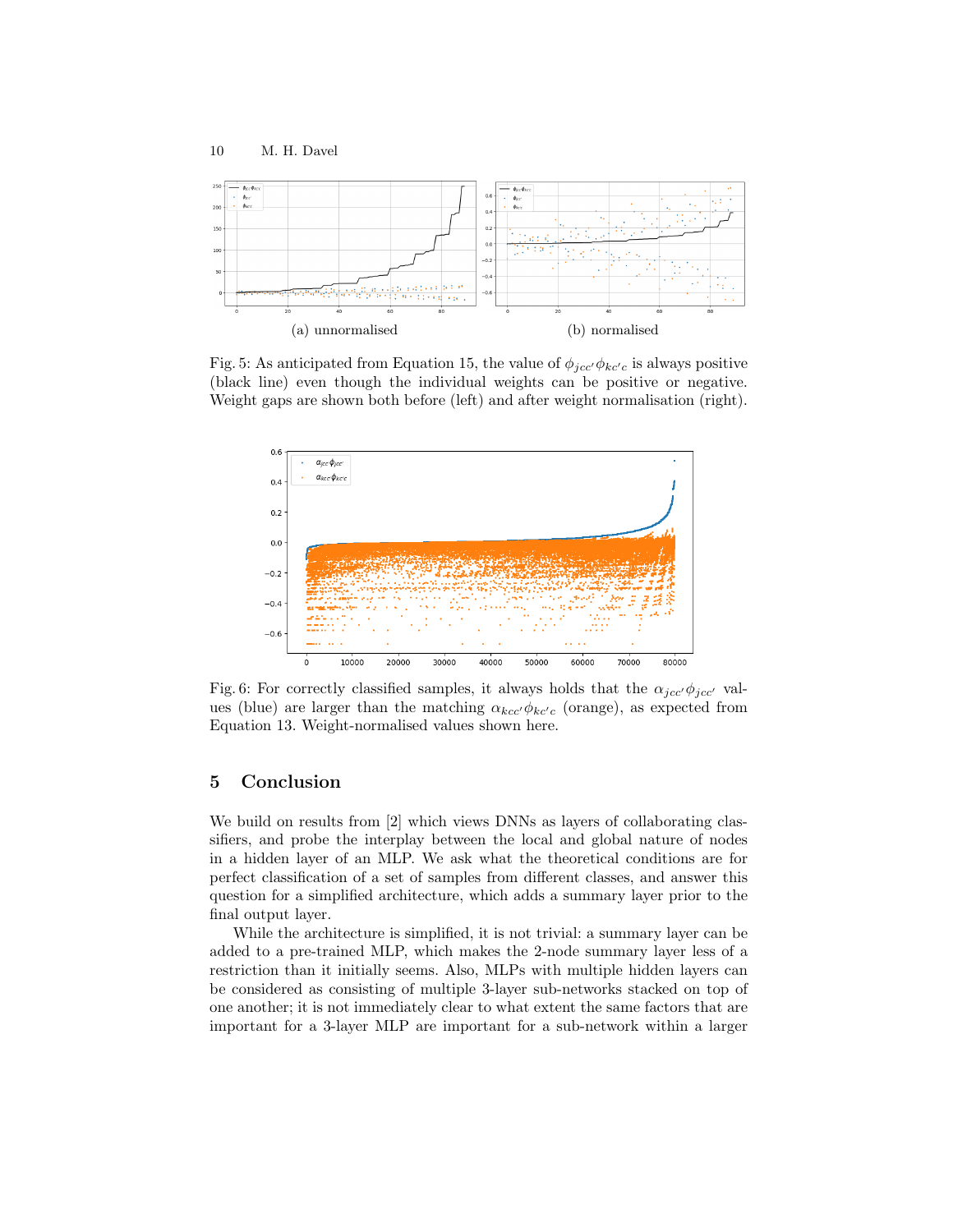(a) unnormalised

(b) normalised

Fig. 5: As anticipated from Equation 15, the value of $\phi_{jcc'}\phi_{kc'c}$ is always positive (black line) even though the individual weights can be positive or negative. Weight gaps are shown both before (left) and after weight normalisation (right).

Fig. 6: For correctly classified samples, it always holds that the $\alpha_{jcc'}\phi_{jcc'}$ values (blue) are larger than the matching $\alpha_{kcc'}\phi_{kc'c}$ (orange), as expected from Equation 13. Weight-normalised values shown here.

## 5 Conclusion

We build on results from [2] which views DNNs as layers of collaborating classifiers, and probe the interplay between the local and global nature of nodes in a hidden layer of an MLP. We ask what the theoretical conditions are for perfect classification of a set of samples from different classes, and answer this question for a simplified architecture, which adds a summary layer prior to the final output layer.

While the architecture is simplified, it is not trivial: a summary layer can be added to a pre-trained MLP, which makes the 2-node summary layer less of a restriction than it initially seems. Also, MLPs with multiple hidden layers can be considered as consisting of multiple 3-layer sub-networks stacked on top of one another; it is not immediately clear to what extent the same factors that are important for a 3-layer MLP are important for a sub-network within a larger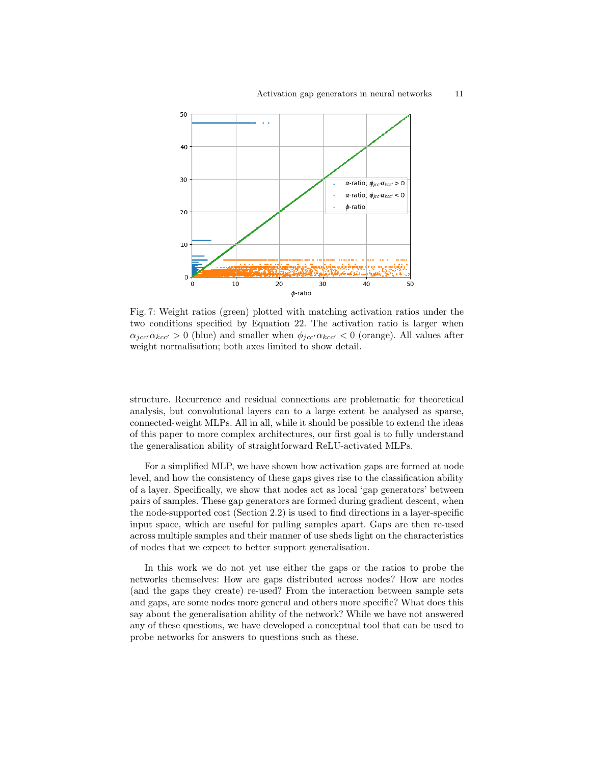Fig. 7: Weight ratios (green) plotted with matching activation ratios under the two conditions specified by Equation 22. The activation ratio is larger when $\alpha_{jcc'}\alpha_{kcc'} > 0$ (blue) and smaller when $\phi_{jcc'}\alpha_{kcc'} < 0$ (orange). All values after weight normalisation; both axes limited to show detail.

structure. Recurrence and residual connections are problematic for theoretical analysis, but convolutional layers can to a large extent be analysed as sparse, connected-weight MLPs. All in all, while it should be possible to extend the ideas of this paper to more complex architectures, our first goal is to fully understand the generalisation ability of straightforward ReLU-activated MLPs.

For a simplified MLP, we have shown how activation gaps are formed at node level, and how the consistency of these gaps gives rise to the classification ability of a layer. Specifically, we show that nodes act as local 'gap generators' between pairs of samples. These gap generators are formed during gradient descent, when the node-supported cost (Section 2.2) is used to find directions in a layer-specific input space, which are useful for pulling samples apart. Gaps are then re-used across multiple samples and their manner of use sheds light on the characteristics of nodes that we expect to better support generalisation.

In this work we do not yet use either the gaps or the ratios to probe the networks themselves: How are gaps distributed across nodes? How are nodes (and the gaps they create) re-used? From the interaction between sample sets and gaps, are some nodes more general and others more specific? What does this say about the generalisation ability of the network? While we have not answered any of these questions, we have developed a conceptual tool that can be used to probe networks for answers to questions such as these.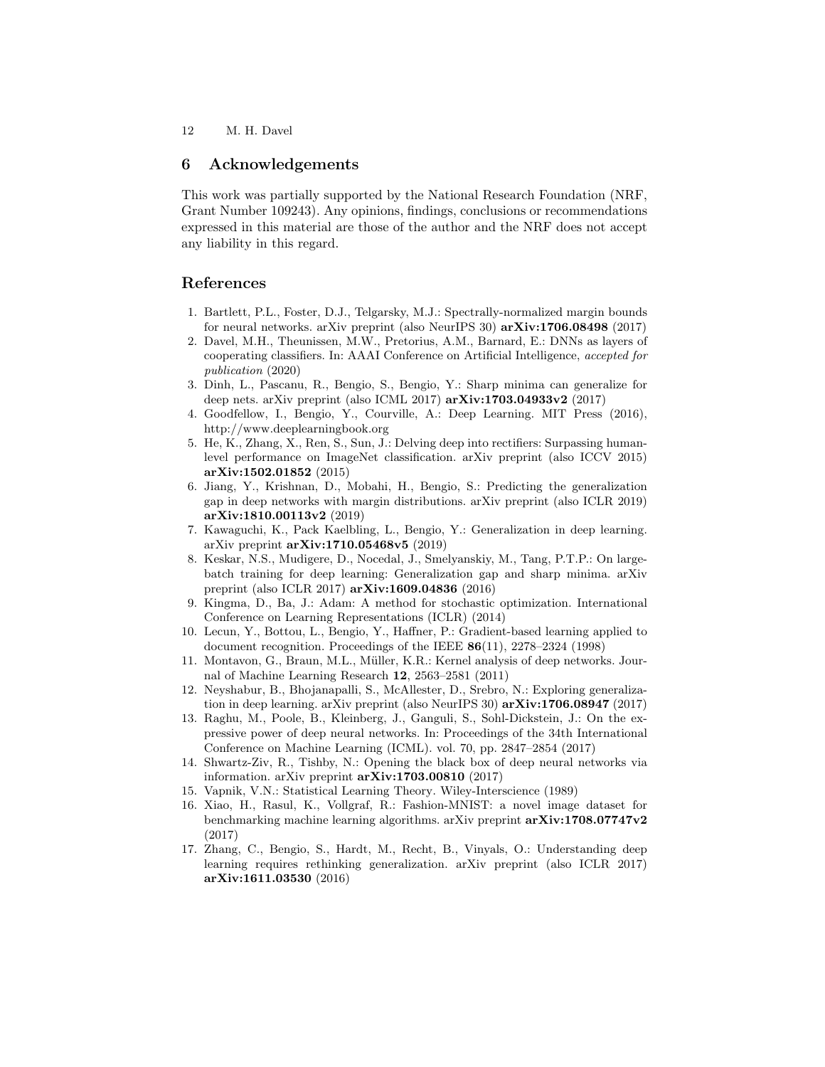## 6 Acknowledgements

This work was partially supported by the National Research Foundation (NRF, Grant Number 109243). Any opinions, findings, conclusions or recommendations expressed in this material are those of the author and the NRF does not accept any liability in this regard.

## References

1. Bartlett, P.L., Foster, D.J., Telgarsky, M.J.: Spectrally-normalized margin bounds for neural networks. arXiv preprint (also NeurIPS 30) **arXiv:1706.08498** (2017)
2. Davel, M.H., Theunissen, M.W., Pretorius, A.M., Barnard, E.: DNNs as layers of cooperating classifiers. In: AAAI Conference on Artificial Intelligence, *accepted for publication* (2020)
3. Dinh, L., Pascanu, R., Bengio, S., Bengio, Y.: Sharp minima can generalize for deep nets. arXiv preprint (also ICML 2017) **arXiv:1703.04933v2** (2017)
4. Goodfellow, I., Bengio, Y., Courville, A.: Deep Learning. MIT Press (2016), http://www.deeplearningbook.org
5. He, K., Zhang, X., Ren, S., Sun, J.: Delving deep into rectifiers: Surpassing human-level performance on ImageNet classification. arXiv preprint (also ICCV 2015) **arXiv:1502.01852** (2015)
6. Jiang, Y., Krishnan, D., Mobahi, H., Bengio, S.: Predicting the generalization gap in deep networks with margin distributions. arXiv preprint (also ICLR 2019) **arXiv:1810.00113v2** (2019)
7. Kawaguchi, K., Pack Kaelbling, L., Bengio, Y.: Generalization in deep learning. arXiv preprint **arXiv:1710.05468v5** (2019)
8. Keskar, N.S., Mudigere, D., Nocedal, J., Smelyanskiy, M., Tang, P.T.P.: On large-batch training for deep learning: Generalization gap and sharp minima. arXiv preprint (also ICLR 2017) **arXiv:1609.04836** (2016)
9. Kingma, D., Ba, J.: Adam: A method for stochastic optimization. International Conference on Learning Representations (ICLR) (2014)
10. Lecun, Y., Bottou, L., Bengio, Y., Haffner, P.: Gradient-based learning applied to document recognition. Proceedings of the IEEE **86**(11), 2278–2324 (1998)
11. Montavon, G., Braun, M.L., Müller, K.R.: Kernel analysis of deep networks. Journal of Machine Learning Research **12**, 2563–2581 (2011)
12. Neyshabur, B., Bhojanapalli, S., McAllester, D., Srebro, N.: Exploring generalization in deep learning. arXiv preprint (also NeurIPS 30) **arXiv:1706.08947** (2017)
13. Raghu, M., Poole, B., Kleinberg, J., Ganguli, S., Sohl-Dickstein, J.: On the expressive power of deep neural networks. In: Proceedings of the 34th International Conference on Machine Learning (ICML). vol. 70, pp. 2847–2854 (2017)
14. Shwartz-Ziv, R., Tishby, N.: Opening the black box of deep neural networks via information. arXiv preprint **arXiv:1703.00810** (2017)
15. Vapnik, V.N.: Statistical Learning Theory. Wiley-Interscience (1989)
16. Xiao, H., Rasul, K., Vollgraf, R.: Fashion-MNIST: a novel image dataset for benchmarking machine learning algorithms. arXiv preprint **arXiv:1708.07747v2** (2017)
17. Zhang, C., Bengio, S., Hardt, M., Recht, B., Vinyals, O.: Understanding deep learning requires rethinking generalization. arXiv preprint (also ICLR 2017) **arXiv:1611.03530** (2016)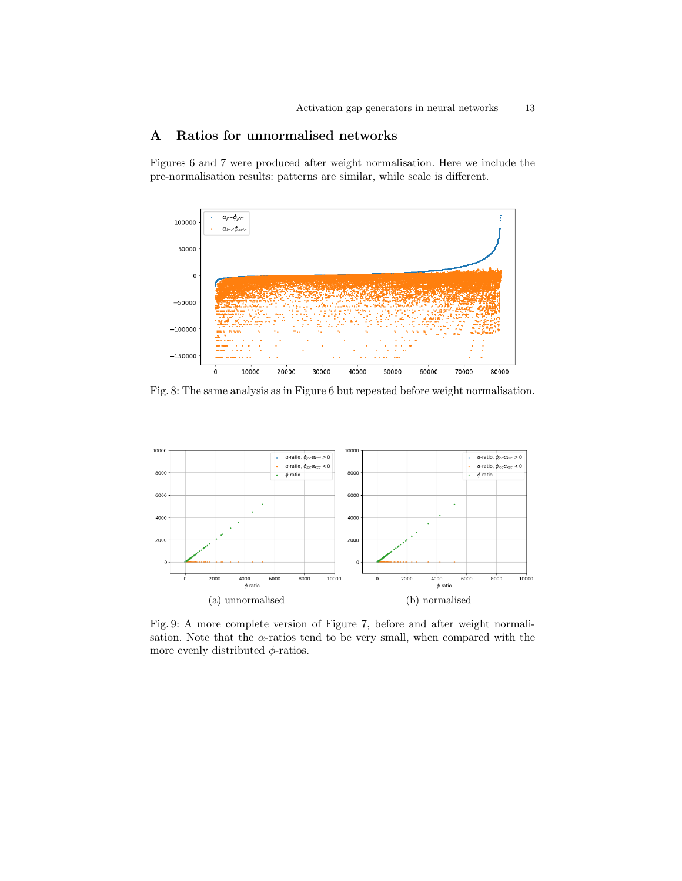# A Ratios for unnormalised networks

Figures 6 and 7 were produced after weight normalisation. Here we include the pre-normalisation results: patterns are similar, while scale is different.

$\alpha_{jcc'}\phi_{jcc'}$
$\alpha_{kc'c}\phi_{kc'c}$

100000
50000
0
−50000
−100000
−150000

0 10000 20000 30000 40000 50000 60000 70000 80000

Fig. 8: The same analysis as in Figure 6 but repeated before weight normalisation.

$\alpha$-ratio, $\phi_{jcc'}\alpha_{kcc'} > 0$
$\alpha$-ratio, $\phi_{jcc'}\alpha_{kcc'} < 0$
$\phi$-ratio

10000
8000
6000
4000
2000
0

0 2000 4000 6000 8000 10000
$\phi$-ratio

(a) unnormalised

$\alpha$-ratio, $\phi_{jcc'}\alpha_{kcc'} > 0$
$\alpha$-ratio, $\phi_{jcc'}\alpha_{kcc'} < 0$
$\phi$-ratio

10000
8000
6000
4000
2000
0

0 2000 4000 6000 8000 10000
$\phi$-ratio

(b) normalised

Fig. 9: A more complete version of Figure 7, before and after weight normalisation. Note that the $\alpha$-ratios tend to be very small, when compared with the more evenly distributed $\phi$-ratios.